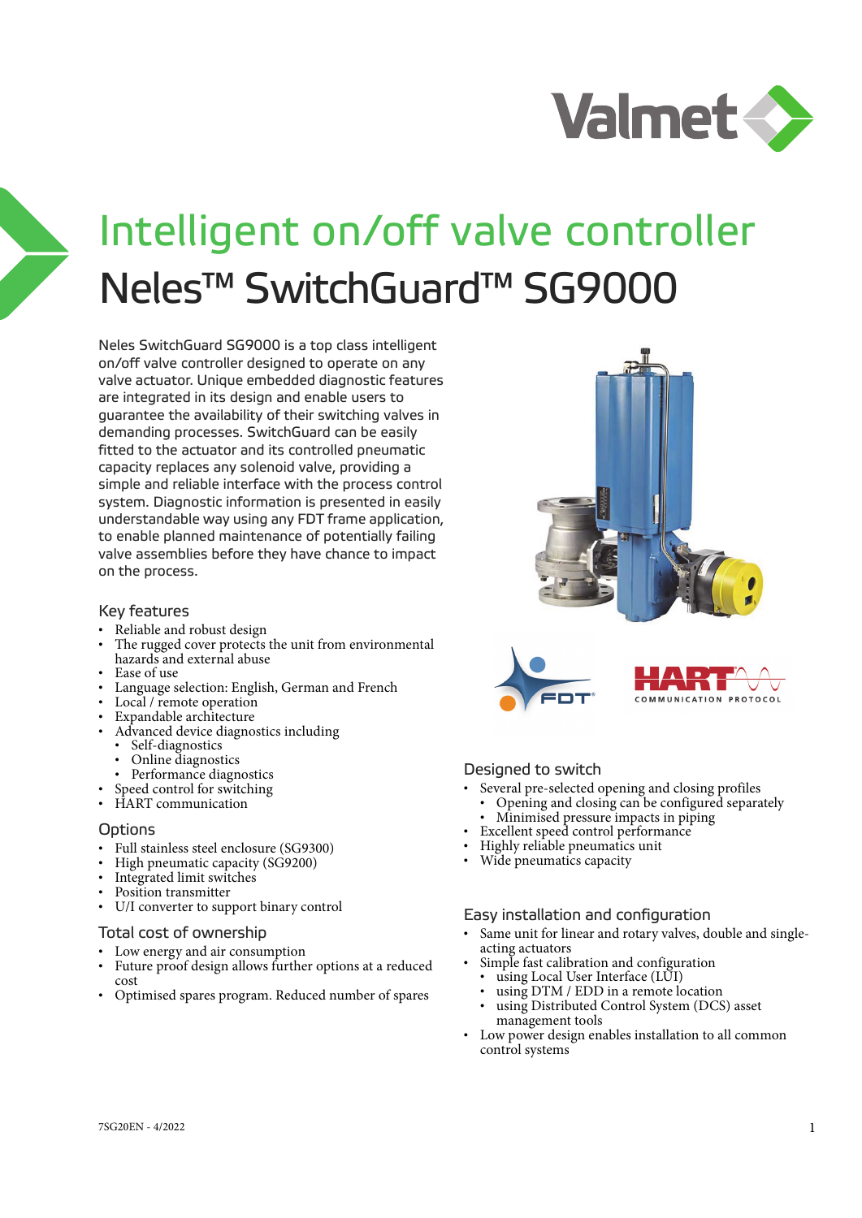# Intelligent on/off valve controller

# Neles™ SwitchGuard™ SG9000

Neles SwitchGuard SG9000 is a top class intelligent on/off valve controller designed to operate on any valve actuator. Unique embedded diagnostic features are integrated in its design and enable users to guarantee the availability of their switching valves in demanding processes. SwitchGuard can be easily fitted to the actuator and its controlled pneumatic capacity replaces any solenoid valve, providing a simple and reliable interface with the process control system. Diagnostic information is presented in easily understandable way using any FDT frame application, to enable planned maintenance of potentially failing valve assemblies before they have chance to impact on the process.

## Key features

- Reliable and robust design
- The rugged cover protects the unit from environmental hazards and external abuse
- Ease of use
- Language selection: English, German and French
- Local / remote operation
- Expandable architecture
- Advanced device diagnostics including
  - Self-diagnostics
  - Online diagnostics
  - Performance diagnostics
- Speed control for switching
- HART communication

## Options

- Full stainless steel enclosure (SG9300)
- High pneumatic capacity (SG9200)
- Integrated limit switches
- Position transmitter
- U/I converter to support binary control

## Total cost of ownership

- Low energy and air consumption
- Future proof design allows further options at a reduced cost
- Optimised spares program. Reduced number of spares

## Designed to switch

- Several pre-selected opening and closing profiles
  - Opening and closing can be configured separately
  - Minimised pressure impacts in piping
- Excellent speed control performance
- Highly reliable pneumatics unit
- Wide pneumatics capacity

## Easy installation and configuration

- Same unit for linear and rotary valves, double and single-acting actuators
- Simple fast calibration and configuration
  - using Local User Interface (LUI)
  - using DTM / EDD in a remote location
  - using Distributed Control System (DCS) asset management tools
- Low power design enables installation to all common control systems

7SG20EN - 4/2022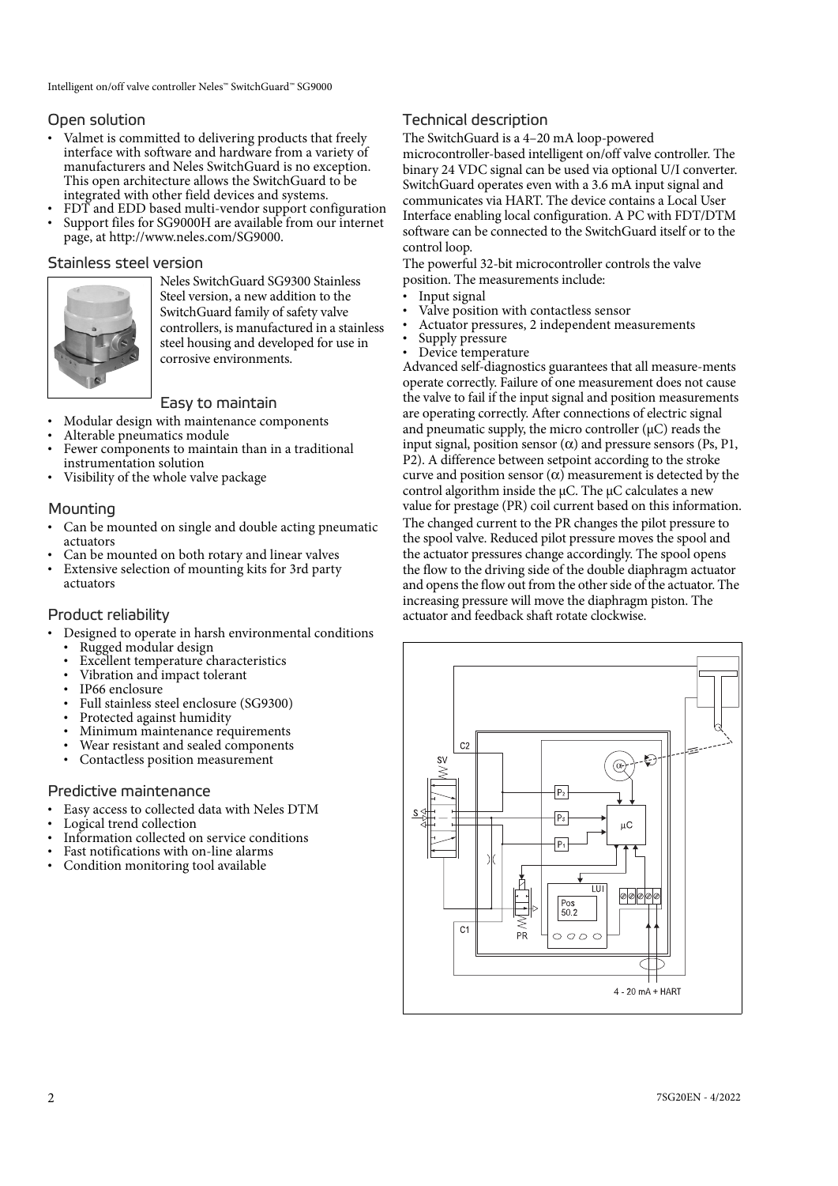## Open solution

- Valmet is committed to delivering products that freely interface with software and hardware from a variety of manufacturers and Neles SwitchGuard is no exception. This open architecture allows the SwitchGuard to be integrated with other field devices and systems.
- FDT and EDD based multi-vendor support configuration
- Support files for SG9000H are available from our internet page, at http://www.neles.com/SG9000.

## Stainless steel version

Neles SwitchGuard SG9300 Stainless Steel version, a new addition to the SwitchGuard family of safety valve controllers, is manufactured in a stainless steel housing and developed for use in corrosive environments.

## Easy to maintain

- Modular design with maintenance components
- Alterable pneumatics module
- Fewer components to maintain than in a traditional instrumentation solution
- Visibility of the whole valve package

## Mounting

- Can be mounted on single and double acting pneumatic actuators
- Can be mounted on both rotary and linear valves
- Extensive selection of mounting kits for 3rd party actuators

## Product reliability

- Designed to operate in harsh environmental conditions
  - Rugged modular design
  - Excellent temperature characteristics
  - Vibration and impact tolerant
  - IP66 enclosure
  - Full stainless steel enclosure (SG9300)
  - Protected against humidity
  - Minimum maintenance requirements
  - Wear resistant and sealed components
  - Contactless position measurement

## Predictive maintenance

- Easy access to collected data with Neles DTM
- Logical trend collection
- Information collected on service conditions
- Fast notifications with on-line alarms
- Condition monitoring tool available

## Technical description

The SwitchGuard is a 4–20 mA loop-powered microcontroller-based intelligent on/off valve controller. The binary 24 VDC signal can be used via optional U/I converter. SwitchGuard operates even with a 3.6 mA input signal and communicates via HART. The device contains a Local User Interface enabling local configuration. A PC with FDT/DTM software can be connected to the SwitchGuard itself or to the control loop.

The powerful 32-bit microcontroller controls the valve position. The measurements include:

- Input signal
- Valve position with contactless sensor
- Actuator pressures, 2 independent measurements
- Supply pressure
- Device temperature

Advanced self-diagnostics guarantees that all measure-ments operate correctly. Failure of one measurement does not cause the valve to fail if the input signal and position measurements are operating correctly. After connections of electric signal and pneumatic supply, the micro controller (μC) reads the input signal, position sensor ($\alpha$) and pressure sensors (Ps, P1, P2). A difference between setpoint according to the stroke curve and position sensor ($\alpha$) measurement is detected by the control algorithm inside the μC. The μC calculates a new value for prestage (PR) coil current based on this information. The changed current to the PR changes the pilot pressure to the spool valve. Reduced pilot pressure moves the spool and the actuator pressures change accordingly. The spool opens the flow to the driving side of the double diaphragm actuator and opens the flow out from the other side of the actuator. The increasing pressure will move the diaphragm piston. The actuator and feedback shaft rotate clockwise.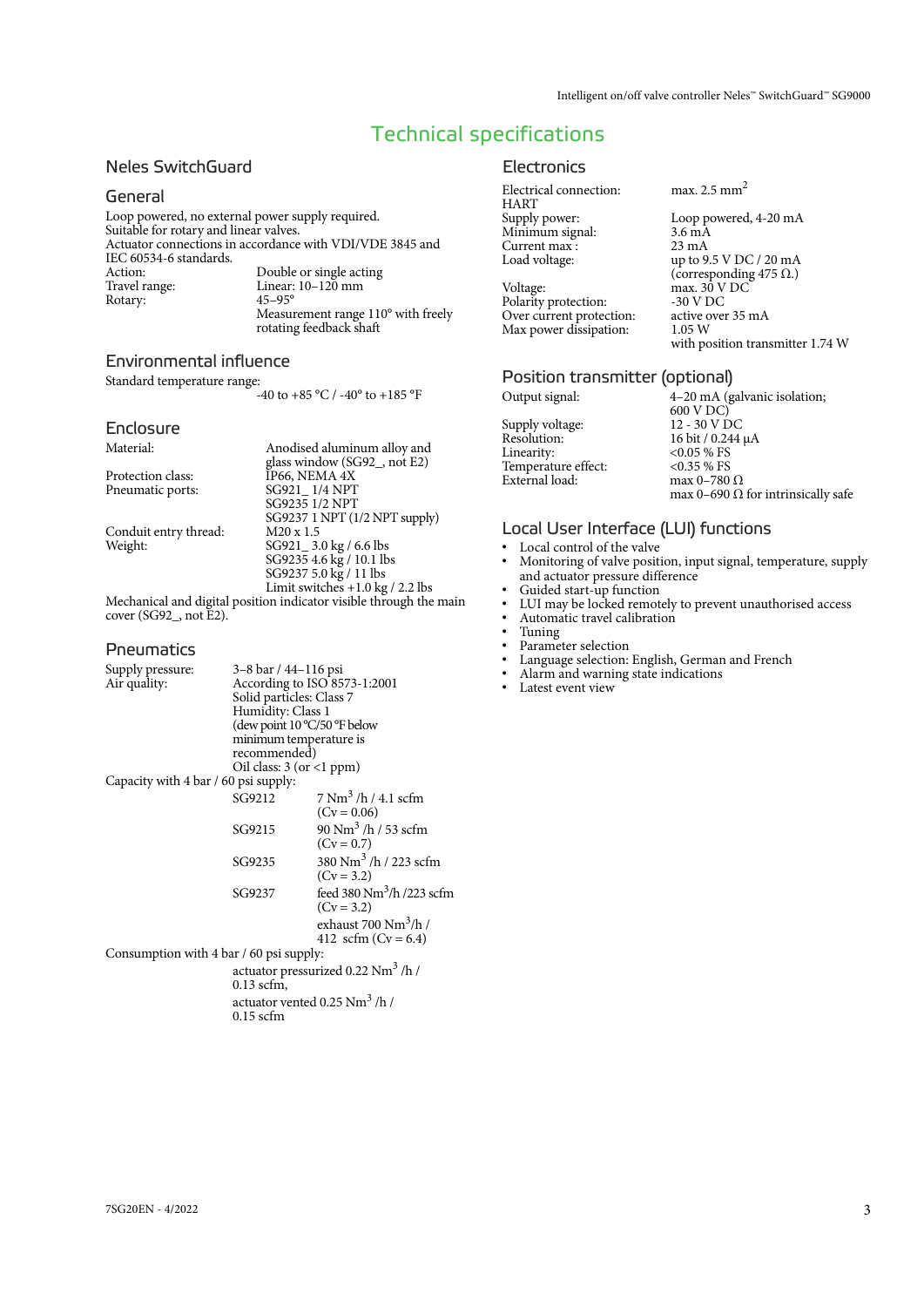# Technical specifications

## Neles SwitchGuard

### General

Loop powered, no external power supply required.
Suitable for rotary and linear valves.
Actuator connections in accordance with VDI/VDE 3845 and IEC 60534-6 standards.

| | |
|---|---|
| Action: | Double or single acting |
| Travel range: | Linear: 10–120 mm |
| Rotary: | 45–95° |
| | Measurement range 110° with freely rotating feedback shaft |

### Environmental influence

Standard temperature range:
-40 to +85 °C / -40° to +185 °F

### Enclosure

| | |
|---|---|
| Material: | Anodised aluminum alloy and glass window (SG92_, not E2) |
| Protection class: | IP66, NEMA 4X |
| Pneumatic ports: | SG921_ 1/4 NPT |
| | SG9235 1/2 NPT |
| | SG9237 1 NPT (1/2 NPT supply) |
| Conduit entry thread: | M20 x 1.5 |
| Weight: | SG921_ 3.0 kg / 6.6 lbs |
| | SG9235 4.6 kg / 10.1 lbs |
| | SG9237 5.0 kg / 11 lbs |
| | Limit switches +1.0 kg / 2.2 lbs |

Mechanical and digital position indicator visible through the main cover (SG92_, not E2).

### Pneumatics

| | |
|---|---|
| Supply pressure: | 3–8 bar / 44–116 psi |
| Air quality: | According to ISO 8573-1:2001 |
| | Solid particles: Class 7 |
| | Humidity: Class 1 (dew point 10 °C/50 °F below minimum temperature is recommended) |
| | Oil class: 3 (or <1 ppm) |

Capacity with 4 bar / 60 psi supply:

| | |
|---|---|
| SG9212 | 7 Nm$^3$ /h / 4.1 scfm (Cv = 0.06) |
| SG9215 | 90 Nm$^3$ /h / 53 scfm (Cv = 0.7) |
| SG9235 | 380 Nm$^3$ /h / 223 scfm (Cv = 3.2) |
| SG9237 | feed 380 Nm$^3$/h /223 scfm (Cv = 3.2) |
| | exhaust 700 Nm$^3$/h / 412 scfm (Cv = 6.4) |

Consumption with 4 bar / 60 psi supply:

actuator pressurized 0.22 Nm$^3$ /h / 0.13 scfm,
actuator vented 0.25 Nm$^3$ /h / 0.15 scfm

## Electronics

| | |
|---|---|
| Electrical connection: | max. 2.5 mm$^2$ |
| HART | |
| Supply power: | Loop powered, 4-20 mA |
| Minimum signal: | 3.6 mA |
| Current max : | 23 mA |
| Load voltage: | up to 9.5 V DC / 20 mA (corresponding 475 Ω.) |
| Voltage: | max. 30 V DC |
| Polarity protection: | -30 V DC |
| Over current protection: | active over 35 mA |
| Max power dissipation: | 1.05 W |
| | with position transmitter 1.74 W |

## Position transmitter (optional)

| | |
|---|---|
| Output signal: | 4–20 mA (galvanic isolation; 600 V DC) |
| Supply voltage: | 12 - 30 V DC |
| Resolution: | 16 bit / 0.244 µA |
| Linearity: | <0.05 % FS |
| Temperature effect: | <0.35 % FS |
| External load: | max 0–780 Ω |
| | max 0–690 Ω for intrinsically safe |

## Local User Interface (LUI) functions

- Local control of the valve
- Monitoring of valve position, input signal, temperature, supply and actuator pressure difference
- Guided start-up function
- LUI may be locked remotely to prevent unauthorised access
- Automatic travel calibration
- Tuning
- Parameter selection
- Language selection: English, German and French
- Alarm and warning state indications
- Latest event view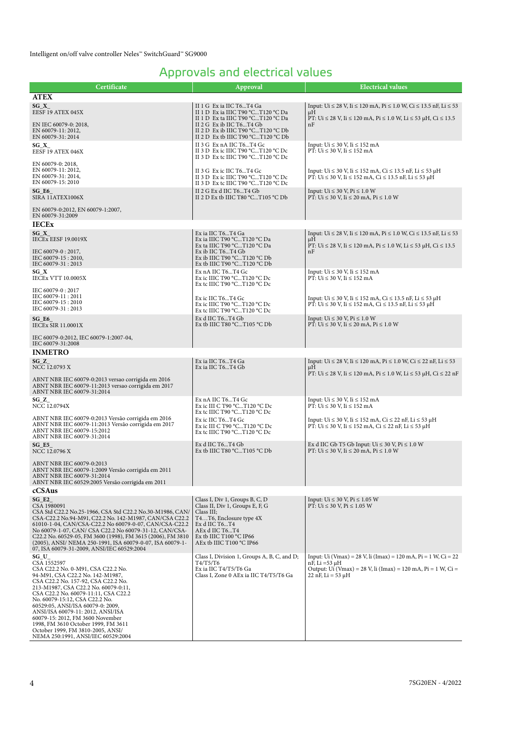## Approvals and electrical values

| Certificate | Approval | Electrical values |
|---|---|---|
| **ATEX** | | |
| **SG_X_**<br>EESF 19 ATEX 045X<br><br>EN IEC 60079-0: 2018,<br>EN 60079-11: 2012,<br>EN 60079-31: 2014 | II 1 G Ex ia IIC T6...T4 Ga<br>II 1 D Ex ia IIIC T90 °C...T120 °C Da<br>II 1 D Ex ta IIIC T90 °C...T120 °C Da<br>II 2 G Ex ib IIC T6...T4 Gb<br>II 2 D Ex ib IIIC T90 °C...T120 °C Db<br>II 2 D Ex tb IIIC T90 °C...T120 °C Db | Input: Ui ≤ 28 V, Ii ≤ 120 mA, Pi ≤ 1.0 W, Ci ≤ 13.5 nF, Li ≤ 53 µH<br>PT: Ui ≤ 28 V, Ii ≤ 120 mA, Pi ≤ 1.0 W, Li ≤ 53 µH, Ci ≤ 13.5 nF |
| **SG_X_**<br>EESF 19 ATEX 046X<br><br>EN 60079-0: 2018,<br>EN 60079-11: 2012,<br>EN 60079-31: 2014,<br>EN 60079-15: 2010 | II 3 G Ex nA IIC T6...T4 Gc<br>II 3 D Ex ic IIIC T90 °C...T120 °C Dc<br>II 3 D Ex tc IIIC T90 °C...T120 °C Dc<br><br>II 3 G Ex ic IIC T6...T4 Gc<br>II 3 D Ex ic IIIC T90 °C...T120 °C Dc<br>II 3 D Ex tc IIIC T90 °C...T120 °C Dc | Input: Ui ≤ 30 V, Ii ≤ 152 mA<br>PT: Ui ≤ 30 V, Ii ≤ 152 mA<br><br>Input: Ui ≤ 30 V, Ii ≤ 152 mA, Ci ≤ 13.5 nF, Li ≤ 53 µH<br>PT: Ui ≤ 30 V, Ii ≤ 152 mA, Ci ≤ 13.5 nF, Li ≤ 53 µH |
| **SG_E6_**<br>SIRA 11ATEX1006X<br><br>EN 60079-0:2012, EN 60079-1:2007,<br>EN 60079-31:2009 | II 2 G Ex d IIC T6...T4 Gb<br>II 2 D Ex tb IIIC T80 °C...T105 °C Db | Input: Ui ≤ 30 V, Pi ≤ 1.0 W<br>PT: Ui ≤ 30 V, Ii ≤ 20 mA, Pi ≤ 1.0 W |
| **IECEx** | | |
| **SG_X_**<br>IECEx EESF 19.0019X<br><br>IEC 60079-0 : 2017,<br>IEC 60079-15 : 2010,<br>IEC 60079-31 : 2013 | Ex ia IIC T6...T4 Ga<br>Ex ia IIIC T90 °C...T120 °C Da<br>Ex ta IIIC T90 °C...T120 °C Da<br>Ex ib IIC T6...T4 Gb<br>Ex ib IIIC T90 °C...T120 °C Db<br>Ex tb IIIC T90 °C...T120 °C Db | Input: Ui ≤ 28 V, Ii ≤ 120 mA, Pi ≤ 1.0 W, Ci ≤ 13.5 nF, Li ≤ 53 µH<br>PT: Ui ≤ 28 V, Ii ≤ 120 mA, Pi ≤ 1.0 W, Li ≤ 53 µH, Ci ≤ 13.5 nF |
| **SG_X**<br>IECEx VTT 10.0005X<br><br>IEC 60079-0 : 2017<br>IEC 60079-11 : 2011<br>IEC 60079-15 : 2010<br>IEC 60079-31 : 2013 | Ex nA IIC T6...T4 Gc<br>Ex ic IIIC T90 °C...T120 °C Dc<br>Ex tc IIIC T90 °C...T120 °C Dc<br><br>Ex ic IIC T6...T4 Gc<br>Ex ic IIIC T90 °C...T120 °C Dc<br>Ex tc IIIC T90 °C...T120 °C Dc | Input: Ui ≤ 30 V, Ii ≤ 152 mA<br>PT: Ui ≤ 30 V, Ii ≤ 152 mA<br><br>Input: Ui ≤ 30 V, Ii ≤ 152 mA, Ci ≤ 13.5 nF, Li ≤ 53 µH<br>PT: Ui ≤ 30 V, Ii ≤ 152 mA, Ci ≤ 13.5 nF, Li ≤ 53 µH |
| **SG_E6_**<br>IECEx SIR 11.0001X<br><br>IEC 60079-0:2012, IEC 60079-1:2007-04,<br>IEC 60079-31:2008 | Ex d IIC T6...T4 Gb<br>Ex tb IIIC T80 °C...T105 °C Db | Input: Ui ≤ 30 V, Pi ≤ 1.0 W<br>PT: Ui ≤ 30 V, Ii ≤ 20 mA, Pi ≤ 1.0 W |
| **INMETRO** | | |
| **SG_Z_**<br>NCC 12.0793 X<br><br>ABNT NBR IEC 60079-0:2013 versao corrigida em 2016<br>ABNT NBR IEC 60079-11:2013 versao corrigida em 2017<br>ABNT NBR IEC 60079-31:2014 | Ex ia IIC T6...T4 Ga<br>Ex ia IIC T6...T4 Gb | Input: Ui ≤ 28 V, Ii ≤ 120 mA, Pi ≤ 1.0 W, Ci ≤ 22 nF, Li ≤ 53 µH<br>PT: Ui ≤ 28 V, Ii ≤ 120 mA, Pi ≤ 1.0 W, Li ≤ 53 µH, Ci ≤ 22 nF |
| **SG_Z_**<br>NCC 12.0794X<br><br>ABNT NBR IEC 60079-0:2013 Versão corrigida em 2016<br>ABNT NBR IEC 60079-11:2013 Versão corrigida em 2017<br>ABNT NBR IEC 60079-15:2012<br>ABNT NBR IEC 60079-31:2014 | Ex nA IIC T6...T4 Gc<br>Ex ic III C T90 °C...T120 °C Dc<br>Ex tc IIIC T90 °C...T120 °C Dc<br>Ex ic IIC T6...T4 Gc<br>Ex ic III C T90 °C...T120 °C Dc<br>Ex tc IIIC T90 °C...T120 °C Dc | Input: Ui ≤ 30 V, Ii ≤ 152 mA<br>PT: Ui ≤ 30 V, Ii ≤ 152 mA<br><br>Input: Ui ≤ 30 V, Ii ≤ 152 mA, Ci ≤ 22 nF, Li ≤ 53 µH<br>PT: Ui ≤ 30 V, Ii ≤ 152 mA, Ci ≤ 22 nF, Li ≤ 53 µH |
| **SG_E5_**<br>NCC 12.0796 X<br><br>ABNT NBR IEC 60079-0:2013<br>ABNT NBR IEC 60079-1:2009 Versão corrigida em 2011<br>ABNT NBR IEC 60079-31:2014<br>ABNT NBR IEC 60529:2005 Versão corrigida em 2011 | Ex d IIC T6...T4 Gb<br>Ex tb IIIC T80 °C...T105 °C Db | Ex d IIC Gb T5 Gb Input: Ui ≤ 30 V, Pi ≤ 1.0 W<br>PT: Ui ≤ 30 V, Ii ≤ 20 mA, Pi ≤ 1.0 W |
| **cCSAus** | | |
| **SG_E2_**<br>CSA 1980091<br>CSA Std C22.2 No.25-1966, CSA Std C22.2 No.30-M1986, CAN/CSA-C22.2 No.94-M91, C22.2 No. 142-M1987, CAN/CSA C22.2 61010-1-04, CAN/CSA-C22.2 No 60079-0-07, CAN/CSA C22.2 No 60079-1-07, CAN/ CSA C22.2 No 60079-31-12, CAN/CSA-C22.2 No. 60529-05, FM 3600 (1998), FM 3615 (2006), FM 3810 (2005), ANSI/ NEMA 250-1991, ISA 60079-0-07, ISA 60079-1-07, ISA 60079-31-2009, ANSI/IEC 60529:2004 | Class I, Div 1, Groups B, C, D<br>Class II, Div 1, Groups E, F, G<br>Class III;<br>T4…T6, Enclosure type 4X<br>Ex d IIC T6...T4<br>AEx d IIC T6...T4<br>Ex tb IIIC T100 °C IP66<br>AEx tb IIIC T100 °C IP66 | Input: Ui ≤ 30 V, Pi ≤ 1.05 W<br>PT: Ui ≤ 30 V, Pi ≤ 1.05 W |
| **SG_U_**<br>CSA 1552597<br>CSA C22.2 No. 0-M91, CSA C22.2 No. 94-M91, CSA C22.2 No. 142-M1987, CSA C22.2 No. 157-92, CSA C22.2 No. 213-M1987, CSA C22.2 No. 60079-0:11, CSA C22.2 No. 60079-11:11, CSA C22.2 No. 60079-15:12, CSA C22.2 No. 60529:05, ANSI/ISA 60079-0: 2009, ANSI/ISA 60079-11: 2012, ANSI/ISA 60079-15: 2012, FM 3600 November 1998, FM 3610 October 1999, FM 3611 October 1999, FM 3810-2005, ANSI/NEMA 250:1991, ANSI/IEC 60529:2004 | Class I, Division 1, Groups A, B, C, and D; T4/T5/T6<br>Ex ia IIC T4/T5/T6 Ga<br>Class I, Zone 0 AEx ia IIC T4/T5/T6 Ga | Input: Ui (Vmax) = 28 V, Ii (Imax) = 120 mA, Pi = 1 W, Ci = 22 nF, Li =53 µH<br>Output: Ui (Vmax) = 28 V, Ii (Imax) = 120 mA, Pi = 1 W, Ci = 22 nF, Li = 53 µH |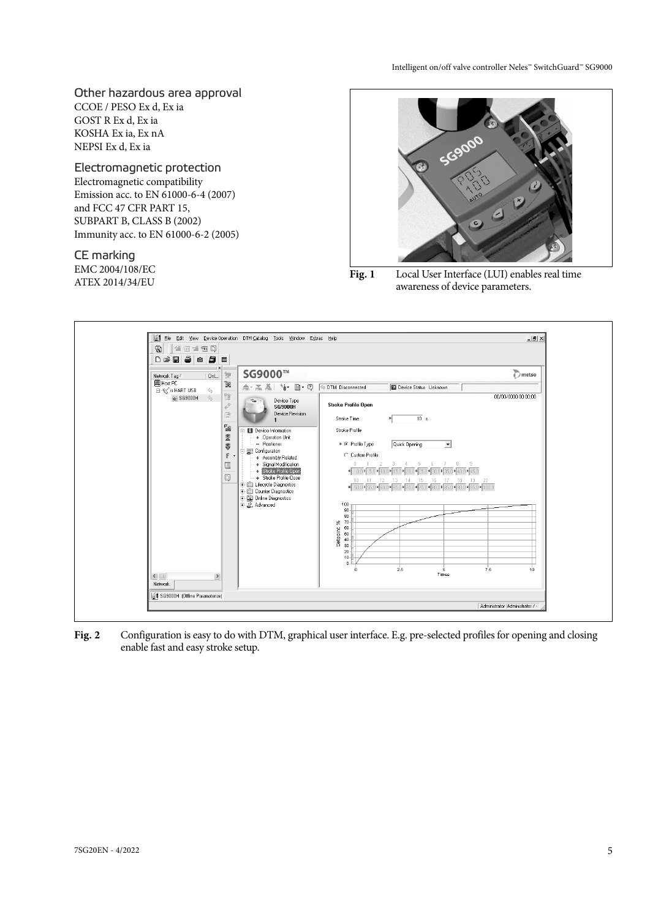## Other hazardous area approval

CCOE / PESO Ex d, Ex ia
GOST R Ex d, Ex ia
KOSHA Ex ia, Ex nA
NEPSI Ex d, Ex ia

## Electromagnetic protection

Electromagnetic compatibility
Emission acc. to EN 61000-6-4 (2007)
and FCC 47 CFR PART 15,
SUBPART B, CLASS B (2002)
Immunity acc. to EN 61000-6-2 (2005)

## CE marking

EMC 2004/108/EC
ATEX 2014/34/EU

**Fig. 1** Local User Interface (LUI) enables real time awareness of device parameters.

**Fig. 2** Configuration is easy to do with DTM, graphical user interface. E.g. pre-selected profiles for opening and closing enable fast and easy stroke setup.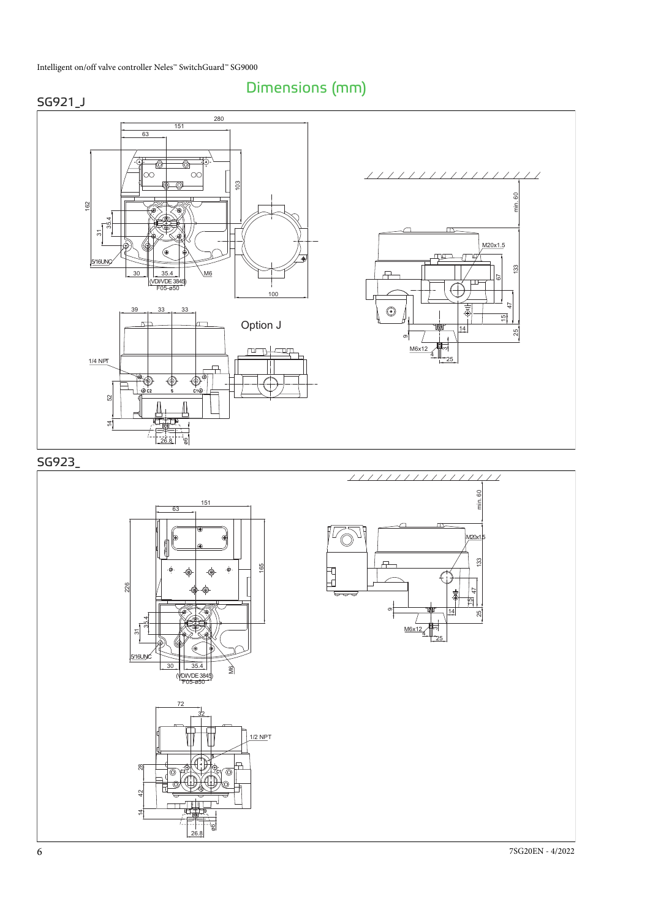# Dimensions (mm)

## SG921_J

280
151
63
103
162
35.4
31
5/16UNC
30
35.4
(VDI/VDE 3845)
F05-ø50
M6
100
min. 60
M20x1.5
133
67
47
15
25
14
9
M6x12
4
25
39
33
33
Option J
1/4 NPT
C2
S
C1
52
14
26.8
ø6

## SG923_

151
63
min. 60
M20x1.5
226
165
133
47
15
25
14
9
M6x12
4
25
35.4
31
5/16UNC
30
35.4
(VDI/VDE 3845)
F05-ø50
M6
72
32
1/2 NPT
C2
C1
28
42
14
26.8
ø6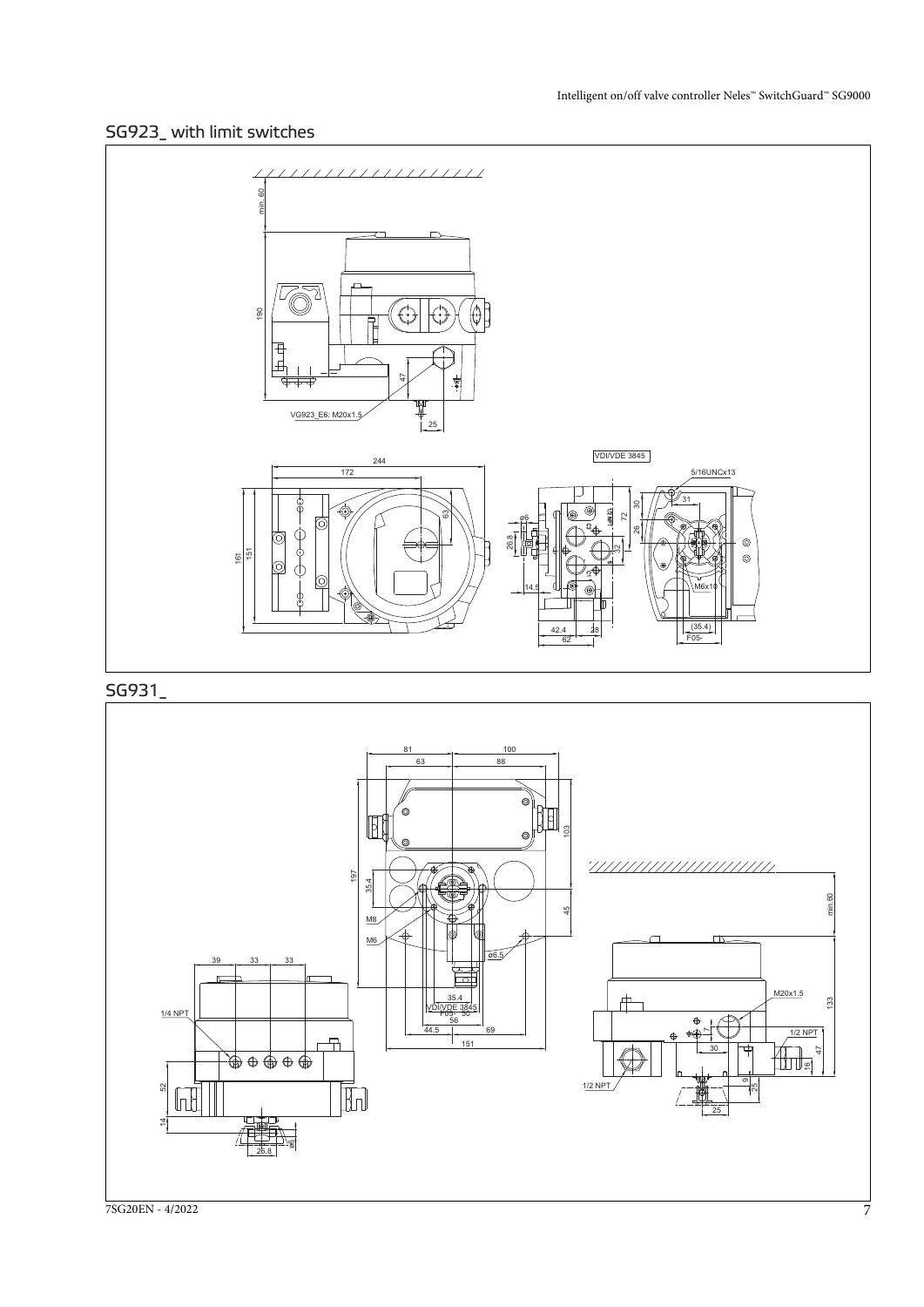## SG923_ with limit switches

min. 60

190

47

VG923_E6: M20x1.5

25

244

172

63

161

151

VDI/VDE 3845

5/16UNCx13

30

31

ø6

72

26

26.8

32

14.5

M6x10

42.4

28

62

(35.4)

F05-

## SG931_

81

100

63

88

197

103

35.4

45

M8

M6

ø6.5

35.4

VDI/VDE 3845

F05 - 50

56

44.5

69

151

39

33

33

1/4 NPT

52

14

26.8

ø6

min.60

M20x1.5

133

1/2 NPT

47

30

16

9

25

1/2 NPT

25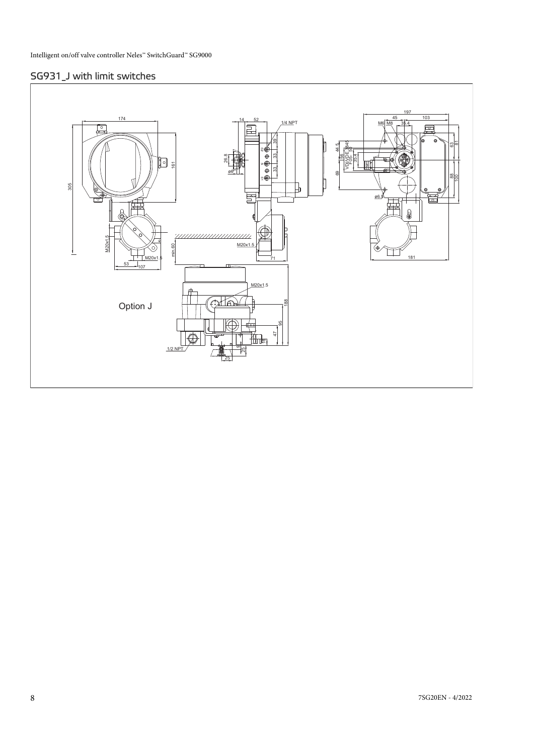## SG931_J with limit switches

174

305

161

M20x1.5

M20x1.5

53

107

14 52

1/4 NPT

26.8

ø6

39

33

33

min.60

M20x1.5

71

197

45 103

M6 M8 35.4

44.5

56

69

VDI/VDE 3845

F05

35.4

50

63

81

88

100

ø6.5

181

M20x1.5

188

95

47

9

25

1/2 NPT

25

Option J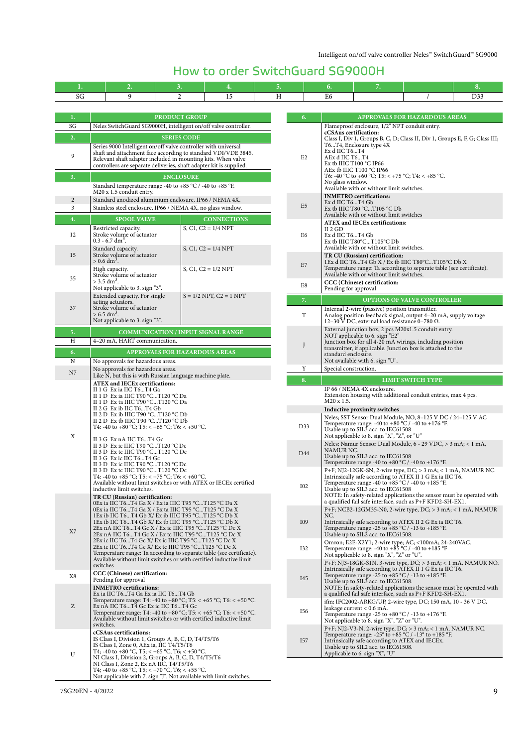# How to order SwitchGuard SG9000H

| 1. | 2. | 3. | 4. | 5. | 6. | 7. | | 8. |
|---|---|---|---|---|---|---|---|---|
| SG | 9 | 2 | 15 | H | E6 | | / | D33 |

| 1. | PRODUCT GROUP | |
|---|---|---|
| SG | Neles SwitchGuard SG9000H, intelligent on/off valve controller. | |
| **2.** | **SERIES CODE** | |
| 9 | Series 9000 Intelligent on/off valve controller with universal shaft and attachment face according to standard VDI/VDE 3845. Relevant shaft adapter included in mounting kits. When valve controllers are separate deliveries, shaft adapter kit is supplied. | |
| **3.** | **ENCLOSURE** | |
| | Standard temperature range -40 to +85 °C / -40 to +85 °F. M20 x 1.5 conduit entry. | |
| 2 | Standard anodized aluminium enclosure, IP66 / NEMA 4X. | |
| 3 | Stainless steel enclosure, IP66 / NEMA 4X, no glass window. | |
| **4.** | **SPOOL VALVE** | **CONNECTIONS** |
| 12 | Restricted capacity. Stroke volume of actuator 0.3 - 6.7 dm$^3$. | S, C1, C2 = 1/4 NPT |
| 15 | Standard capacity. Stroke volume of actuator > 0.6 dm$^3$. | S, C1, C2 = 1/4 NPT |
| 35 | High capacity. Stroke volume of actuator > 3.5 dm$^3$. Not applicable to 3. sign "3". | S, C1, C2 = 1/2 NPT |
| 37 | Extended capacity. For single acting actuators. Stroke volume of actuator > 6.5 dm$^3$. Not applicable to 3. sign "3". | S = 1/2 NPT, C2 = 1 NPT |
| **5.** | **COMMUNICATION / INPUT SIGNAL RANGE** | |
| H | 4–20 mA, HART communication. | |
| **6.** | **APPROVALS FOR HAZARDOUS AREAS** | |
| N | No approvals for hazardous areas. | |
| N7 | No approvals for hazardous areas. Like N, but this is with Russian language machine plate. | |
| X | **ATEX and IECEx certifications:** II 1 G Ex ia IIC T6...T4 Ga; II 1 D Ex ia IIIC T90 °C...T120 °C Da; II 1 D Ex ta IIIC T90 °C...T120 °C Da; II 2 G Ex ib IIC T6...T4 Gb; II 2 D Ex ib IIIC T90 °C...T120 °C Db; II 2 D Ex tb IIIC T90 °C...T120 °C Db; T4: -40 to +80 °C; T5: < +65 °C; T6: < +50 °C. II 3 G Ex nA IIC T6...T4 Gc; II 3 D Ex ic IIIC T90 °C...T120 °C Dc; II 3 D Ex tc IIIC T90 °C...T120 °C Dc; II 3 G Ex ic IIC T6...T4 Gc; II 3 D Ex ic IIIC T90 °C...T120 °C Dc; II 3 D Ex tc IIIC T90 °C...T120 °C Dc; T4: -40 to +85 °C; T5: < +75 °C; T6: < +60 °C. Available without limit switches or with ATEX or IECEx certified inductive limit switches. | |
| X7 | **TR CU (Russian) certification:** 0Ex ia IIC T6...T4 Ga X / Ex ia IIIC T95 °C...T125 °C Da X; 0Ex ia IIC T6...T4 Ga X / Ex ta IIIC T95 °C...T125 °C Da X; 1Ex ib IIC T6...T4 Gb X/ Ex ib IIIC T95 °C...T125 °C Db X; 1Ex ib IIC T6...T4 Gb X/ Ex tb IIIC T95 °C...T125 °C Db X; 2Ex nA IIC T6...T4 Gc X / Ex ic IIIC T95 °C...T125 °C Dc X; 2Ex nA IIC T6...T4 Gc X / Ex tc IIIC T95 °C...T125 °C Dc X; 2Ex ic IIC T6...T4 Gc X/ Ex ic IIIC T95 °C...T125 °C Dc X; 2Ex ic IIC T6...T4 Gc X/ Ex tc IIIC T95 °C...T125 °C Dc X; Temperature range: Ta according to separate table (see certificate). Available without limit switches or with certified inductive limit switches | |
| X8 | **CCC (Chinese) certification:** Pending for approval | |
| Z | **INMETRO certifications:** Ex ia IIC T6...T4 Ga Ex ia IIC T6...T4 Gb; Temperature range: T4: -40 to +80 °C; T5: < +65 °C; T6: < +50 °C. Ex nA IIC T6...T4 Gc Ex ic IIC T6...T4 Gc; Temperature range: T4: -40 to +80 °C; T5: < +65 °C; T6: < +50 °C. Available without limit switches or with certified inductive limit switches. | |
| U | **cCSAus certifications:** IS Class I, Division 1, Groups A, B, C, D, T4/T5/T6; IS Class I, Zone 0, AEx ia, IIC T4/T5/T6; T4; -40 to +80 °C, T5; < +65 °C, T6; < +50 °C. NI Class I, Division 2, Groups A, B, C, D, T4/T5/T6; NI Class I, Zone 2, Ex nA IIC, T4/T5/T6; T4; -40 to +85 °C, T5; < +70 °C, T6; < +55 °C. Not applicable with 7. sign "J". Not available with limit switches. | |

| 6. | APPROVALS FOR HAZARDOUS AREAS |
|---|---|
| E2 | Flameproof enclosure, 1/2" NPT conduit entry. **cCSAus certification:** Class I, Div 1, Groups B, C, D; Class II, Div 1, Groups E, F, G; Class III; T6...T4, Enclosure type 4X; Ex d IIC T6...T4; AEx d IIC T6...T4; Ex tb IIIC T100 °C IP66; AEx tb IIIC T100 °C IP66; T6: -40 °C to +60 °C; T5: < +75 °C; T4: < +85 °C. No glass window. Available with or without limit switches. |
| E5 | **INMETRO certifications:** Ex d IIC T6...T4 Gb; Ex tb IIIC T80 °C...T105 °C Db; Available with or without limit switches |
| E6 | **ATEX and IECEx certifications:** II 2 GD; Ex d IIC T6...T4 Gb; Ex tb IIIC T80°C...T105°C Db; Available with or without limit switches. |
| E7 | **TR CU (Russian) certification:** 1Ex d IIC T6...T4 Gb X / Ex tb IIIC T80°C...T105°C Db X; Temperature range: Ta according to separate table (see certificate). Available with or without limit switches. |
| E8 | **CCC (Chinese) certification:** Pending for approval |
| **7.** | **OPTIONS OF VALVE CONTROLLER** |
| T | Internal 2-wire (passive) position transmitter. Analog position feedback signal, output 4–20 mA, supply voltage 12–30 V DC, external load resistance 0–780 Ω. |
| J | External junction box, 2 pcs M20x1.5 conduit entry. NOT applicable to 6. sign "E2" Junction box for all 4-20 mA wirings, including position transmitter, if applicable. Junction box is attached to the standard enclosure. Not available with 6. sign "U". |
| Y | Special construction. |
| **8.** | **LIMIT SWITCH TYPE** |
| | IP 66 / NEMA 4X enclosure. Extension housing with additional conduit entries, max 4 pcs. M20 x 1.5. |
| | **Inductive proximity switches** |
| D33 | Neles; SST Sensor Dual Module, NO, 8–125 V DC / 24–125 V AC; Temperature range: -40 to +80 °C / -40 to +176 °F. Usable up to SIL3 acc. to IEC61508; Not applicable to 8. sign "X", "Z", or "U" |
| D44 | Neles; Namur Sensor Dual Module, 6 - 29 VDC, > 3 mA; < 1 mA, NAMUR NC. Usable up to SIL3 acc. to IEC61508; Temperature range -40 to +80 °C / -40 to +176 °F. |
| I02 | P+F; NJ2-12GK-SN, 2-wire type, DC; > 3 mA; < 1 mA, NAMUR NC. Intrinsically safe according to ATEX II 1 G Ex ia IIC T6. Temperature range -40 to +85 °C / -40 to +185 °F. Usable up to SIL3 acc. to IEC61508; NOTE: In safety-related applications the sensor must be operated with a qualified fail safe interface, such as P+F KFD2-SH-EX1. |
| I09 | P+F; NCB2-12GM35-N0, 2-wire type, DC; > 3 mA; < 1 mA, NAMUR NC. Intrinsically safe according to ATEX II 2 G Ex ia IIC T6. Temperature range -25 to +85 °C / -13 to +185 °F. Usable up to SIL2 acc. to IEC61508. |
| I32 | Omron; E2E-X2Y1; 2-wire type; AC; <100mA; 24-240VAC. Temperature range: -40 to +85 °C / -40 to +185 °F; Not applicable to 8. sign "X", "Z" or "U". |
| I45 | P+F; NJ3-18GK-S1N, 3-wire type, DC; > 3 mA; < 1 mA, NAMUR NO. Intrinsically safe according to ATEX II 1 G Ex ia IIC T6. Temperature range -25 to +85 °C / -13 to +185 °F. Usable up to SIL3 acc. to IEC61508. NOTE: In safety-related applications the sensor must be operated with a qualified fail safe interface, such as P+F KFD2-SH-EX1. |
| I56 | ifm; IFC2002-ARKG/UP, 2-wire type DC; 150 mA, 10 - 36 V DC, leakage current < 0.6 mA. Temperature range -25 to +80 °C / -13 to +176 °F. Not applicable to 8. sign "X", "Z" or "U". |
| I57 | P+F; NJ2-V3-N, 2-wire type, DC; > 3 mA; < 1 mA. NAMUR NC. Temperature range: -25° to +85 °C / -13° to +185 °F. Intrinsically safe according to ATEX and IECEx. Usable up to SIL2 acc. to IEC61508. Applicable to 6. sign "X", "U" |

7SG20EN - 4/2022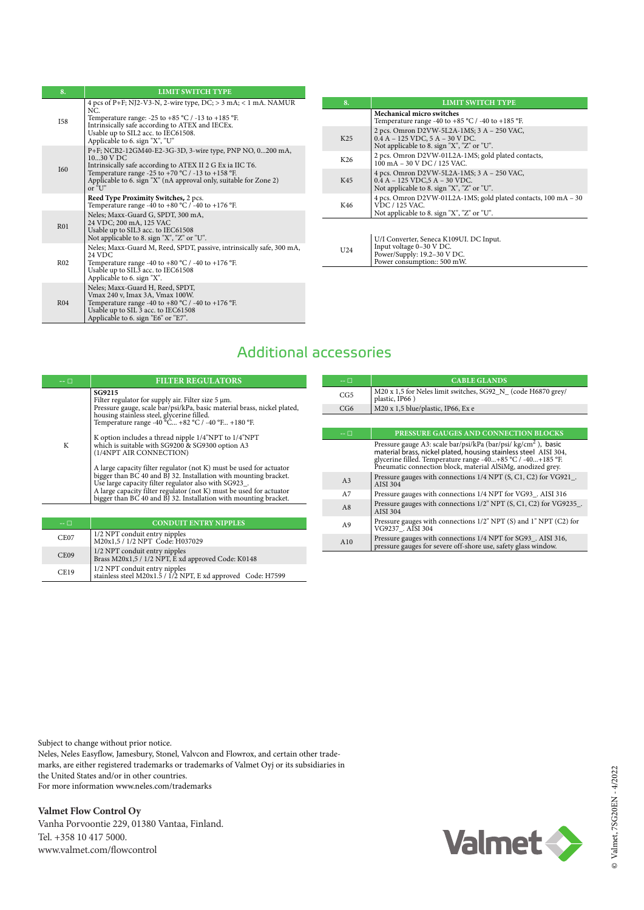| 8. | LIMIT SWITCH TYPE |
|---|---|
| I58 | 4 pcs of P+F; NJ2-V3-N, 2-wire type, DC; > 3 mA; < 1 mA. NAMUR NC. Temperature range: -25 to +85 °C / -13 to +185 °F. Intrinsically safe according to ATEX and IECEx. Usable up to SIL2 acc. to IEC61508. Applicable to 6. sign "X", "U" |
| I60 | P+F; NCB2-12GM40-E2-3G-3D, 3-wire type, PNP NO, 0...200 mA, 10...30 V DC Intrinsically safe according to ATEX II 2 G Ex ia IIC T6. Temperature range -25 to +70 °C / -13 to +158 °F. Applicable to 6. sign "X" (nA approval only, suitable for Zone 2) or "U" |
| | **Reed Type Proximity Switches,** 2 pcs. Temperature range -40 to +80 °C / -40 to +176 °F. |
| R01 | Neles; Maxx-Guard G, SPDT, 300 mA, 24 VDC; 200 mA, 125 VAC Usable up to SIL3 acc. to IEC61508 Not applicable to 8. sign "X", "Z" or "U". |
| R02 | Neles; Maxx-Guard M, Reed, SPDT, passive, intrinsically safe, 300 mA, 24 VDC Temperature range -40 to +80 °C / -40 to +176 °F. Usable up to SIL3 acc. to IEC61508 Applicable to 6. sign "X". |
| R04 | Neles; Maxx-Guard H, Reed, SPDT, Vmax 240 v, Imax 3A, Vmax 100W. Temperature range -40 to +80 °C / -40 to +176 °F. Usable up to SIL 3 acc. to IEC61508 Applicable to 6. sign "E6" or "E7". |

| 8. | LIMIT SWITCH TYPE |
|---|---|
| | **Mechanical micro switches** Temperature range -40 to +85 °C / -40 to +185 °F. |
| K25 | 2 pcs. Omron D2VW-5L2A-1MS; 3 A – 250 VAC, 0.4 A – 125 VDC, 5 A – 30 V DC. Not applicable to 8. sign "X", "Z" or "U". |
| K26 | 2 pcs. Omron D2VW-01L2A-1MS; gold plated contacts, 100 mA – 30 V DC / 125 VAC. |
| K45 | 4 pcs. Omron D2VW-5L2A-1MS; 3 A – 250 VAC, 0.4 A – 125 VDC,5 A – 30 VDC. Not applicable to 8. sign "X", "Z" or "U". |
| K46 | 4 pcs. Omron D2VW-01L2A-1MS; gold plated contacts, 100 mA – 30 VDC / 125 VAC. Not applicable to 8. sign "X", "Z" or "U". |
| U24 | U/I Converter, Seneca K109UI. DC Input. Input voltage 0–30 V DC. Power/Supply: 19.2–30 V DC. Power consumption:: 500 mW. |

## Additional accessories

| -- □ | FILTER REGULATORS |
|---|---|
| K | **SG9215** Filter regulator for supply air. Filter size 5 µm. Pressure gauge, scale bar/psi/kPa, basic material brass, nickel plated, housing stainless steel, glycerine filled. Temperature range -40 °C... +82 °C / -40 °F... +180 °F. K option includes a thread nipple 1/4"NPT to 1/4"NPT which is suitable with SG9200 & SG9300 option A3 (1/4NPT AIR CONNECTION) A large capacity filter regulator (not K) must be used for actuator bigger than BC 40 and BJ 32. Installation with mounting bracket. Use large capacity filter regulator also with SG923_. A large capacity filter regulator (not K) must be used for actuator bigger than BC 40 and BJ 32. Installation with mounting bracket. |

| -- □ | CONDUIT ENTRY NIPPLES |
|---|---|
| CE07 | 1/2 NPT conduit entry nipples M20x1,5 / 1/2 NPT Code: H037029 |
| CE09 | 1/2 NPT conduit entry nipples Brass M20x1,5 / 1/2 NPT, E xd approved Code: K0148 |
| CE19 | 1/2 NPT conduit entry nipples stainless steel M20x1.5 / 1/2 NPT, E xd approved Code: H7599 |

| -- □ | CABLE GLANDS |
|---|---|
| CG5 | M20 x 1,5 for Neles limit switches, SG92_N_ (code H6870 grey/ plastic, IP66 ) |
| CG6 | M20 x 1,5 blue/plastic, IP66, Ex e |

| -- □ | PRESSURE GAUGES AND CONNECTION BLOCKS |
|---|---|
| | Pressure gauge A3: scale bar/psi/kPa (bar/psi/ kg/cm$^2$ ), basic material brass, nickel plated, housing stainless steel AISI 304, glycerine filled. Temperature range -40...+85 °C / -40...+185 °F. Pneumatic connection block, material AlSiMg, anodized grey. |
| A3 | Pressure gauges with connections 1/4 NPT (S, C1, C2) for VG921_. AISI 304 |
| A7 | Pressure gauges with connections 1/4 NPT for VG93_. AISI 316 |
| A8 | Pressure gauges with connections 1/2" NPT (S, C1, C2) for VG9235_. AISI 304 |
| A9 | Pressure gauges with connections 1/2" NPT (S) and 1" NPT (C2) for VG9237_. AISI 304 |
| A10 | Pressure gauges with connections 1/4 NPT for SG93_. AISI 316, pressure gauges for severe off-shore use, safety glass window. |

Subject to change without prior notice.
Neles, Neles Easyflow, Jamesbury, Stonel, Valvcon and Flowrox, and certain other trademarks, are either registered trademarks or trademarks of Valmet Oyj or its subsidiaries in the United States and/or in other countries.
For more information www.neles.com/trademarks

**Valmet Flow Control Oy**
Vanha Porvoontie 229, 01380 Vantaa, Finland.
Tel. +358 10 417 5000.
www.valmet.com/flowcontrol

© Valmet, 7SG20EN - 4/2022